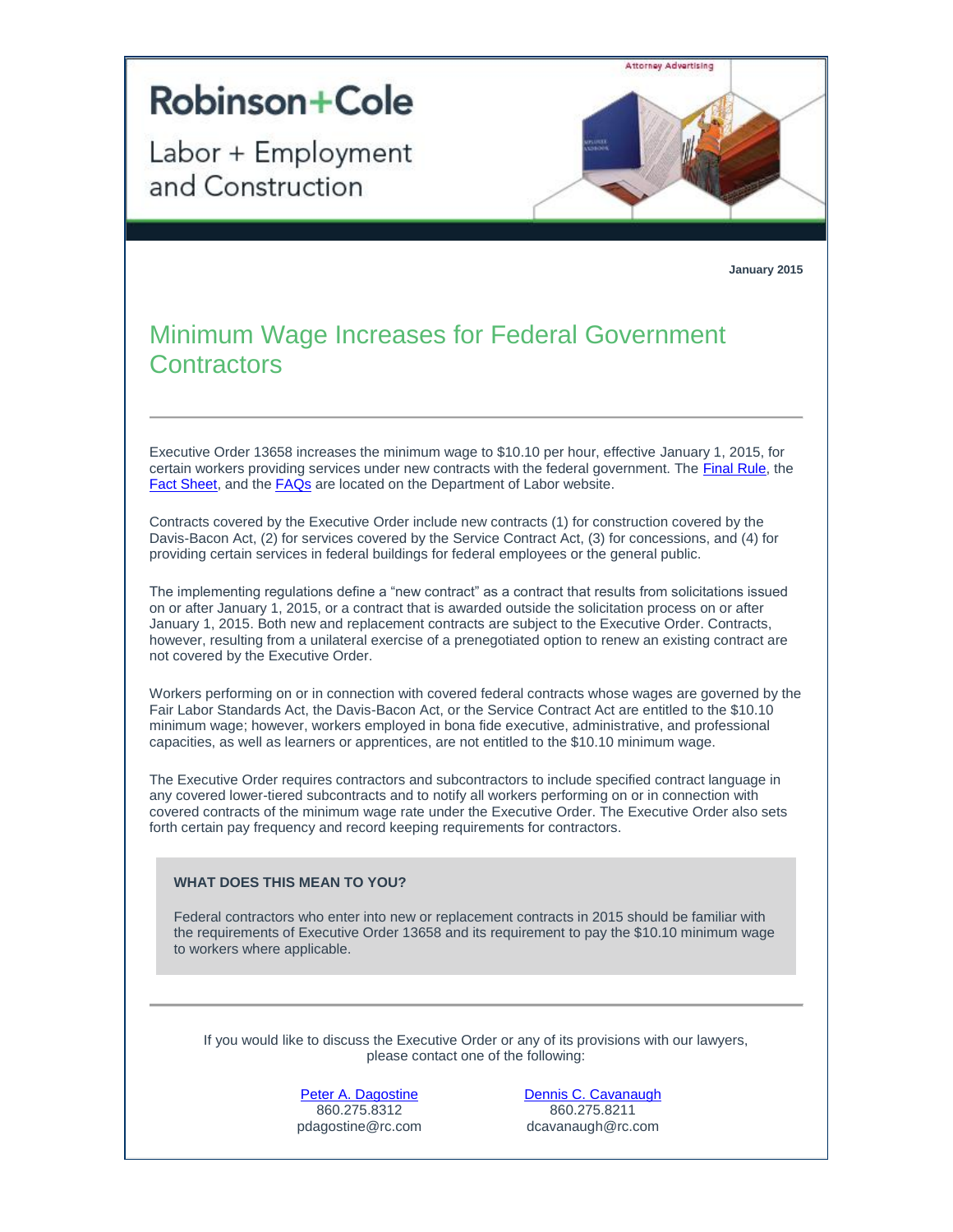Attorney Advertising

# Robinson+Cole

Labor + Employment and Construction

**January 2015**

## Minimum Wage Increases for Federal Government Contractors

---

Executive Order 13658 increases the minimum wage to $10.10 per hour, effective January 1, 2015, for certain workers providing services under new contracts with the federal government. The Final Rule, the Fact Sheet, and the FAQs are located on the Department of Labor website.

Contracts covered by the Executive Order include new contracts (1) for construction covered by the Davis-Bacon Act, (2) for services covered by the Service Contract Act, (3) for concessions, and (4) for providing certain services in federal buildings for federal employees or the general public.

The implementing regulations define a "new contract" as a contract that results from solicitations issued on or after January 1, 2015, or a contract that is awarded outside the solicitation process on or after January 1, 2015. Both new and replacement contracts are subject to the Executive Order. Contracts, however, resulting from a unilateral exercise of a prenegotiated option to renew an existing contract are not covered by the Executive Order.

Workers performing on or in connection with covered federal contracts whose wages are governed by the Fair Labor Standards Act, the Davis-Bacon Act, or the Service Contract Act are entitled to the $10.10 minimum wage; however, workers employed in bona fide executive, administrative, and professional capacities, as well as learners or apprentices, are not entitled to the $10.10 minimum wage.

The Executive Order requires contractors and subcontractors to include specified contract language in any covered lower-tiered subcontracts and to notify all workers performing on or in connection with covered contracts of the minimum wage rate under the Executive Order. The Executive Order also sets forth certain pay frequency and record keeping requirements for contractors.

**WHAT DOES THIS MEAN TO YOU?**

Federal contractors who enter into new or replacement contracts in 2015 should be familiar with the requirements of Executive Order 13658 and its requirement to pay the $10.10 minimum wage to workers where applicable.

---

If you would like to discuss the Executive Order or any of its provisions with our lawyers, please contact one of the following:

Peter A. Dagostine
860.275.8312
pdagostine@rc.com

Dennis C. Cavanaugh
860.275.8211
dcavanaugh@rc.com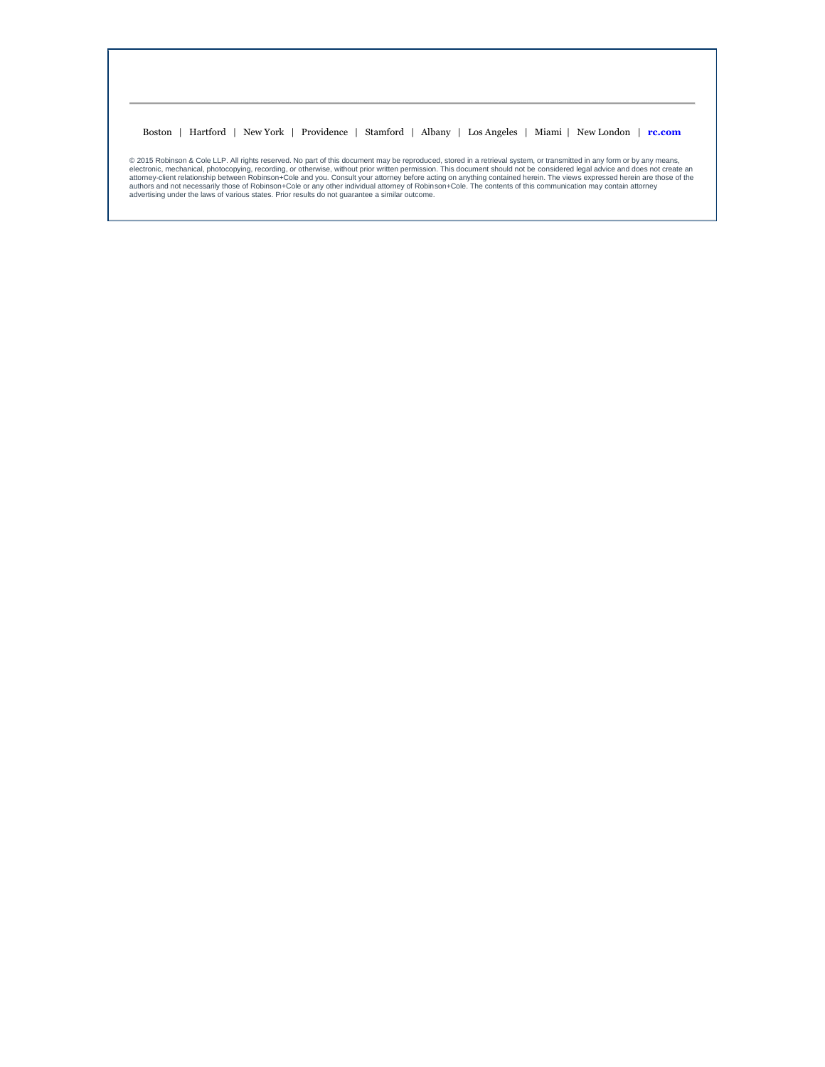Boston | Hartford | New York | Providence | Stamford | Albany | Los Angeles | Miami | New London | **rc.com**

© 2015 Robinson & Cole LLP. All rights reserved. No part of this document may be reproduced, stored in a retrieval system, or transmitted in any form or by any means, electronic, mechanical, photocopying, recording, or otherwise, without prior written permission. This document should not be considered legal advice and does not create an attorney-client relationship between Robinson+Cole and you. Consult your attorney before acting on anything contained herein. The views expressed herein are those of the authors and not necessarily those of Robinson+Cole or any other individual attorney of Robinson+Cole. The contents of this communication may contain attorney advertising under the laws of various states. Prior results do not guarantee a similar outcome.